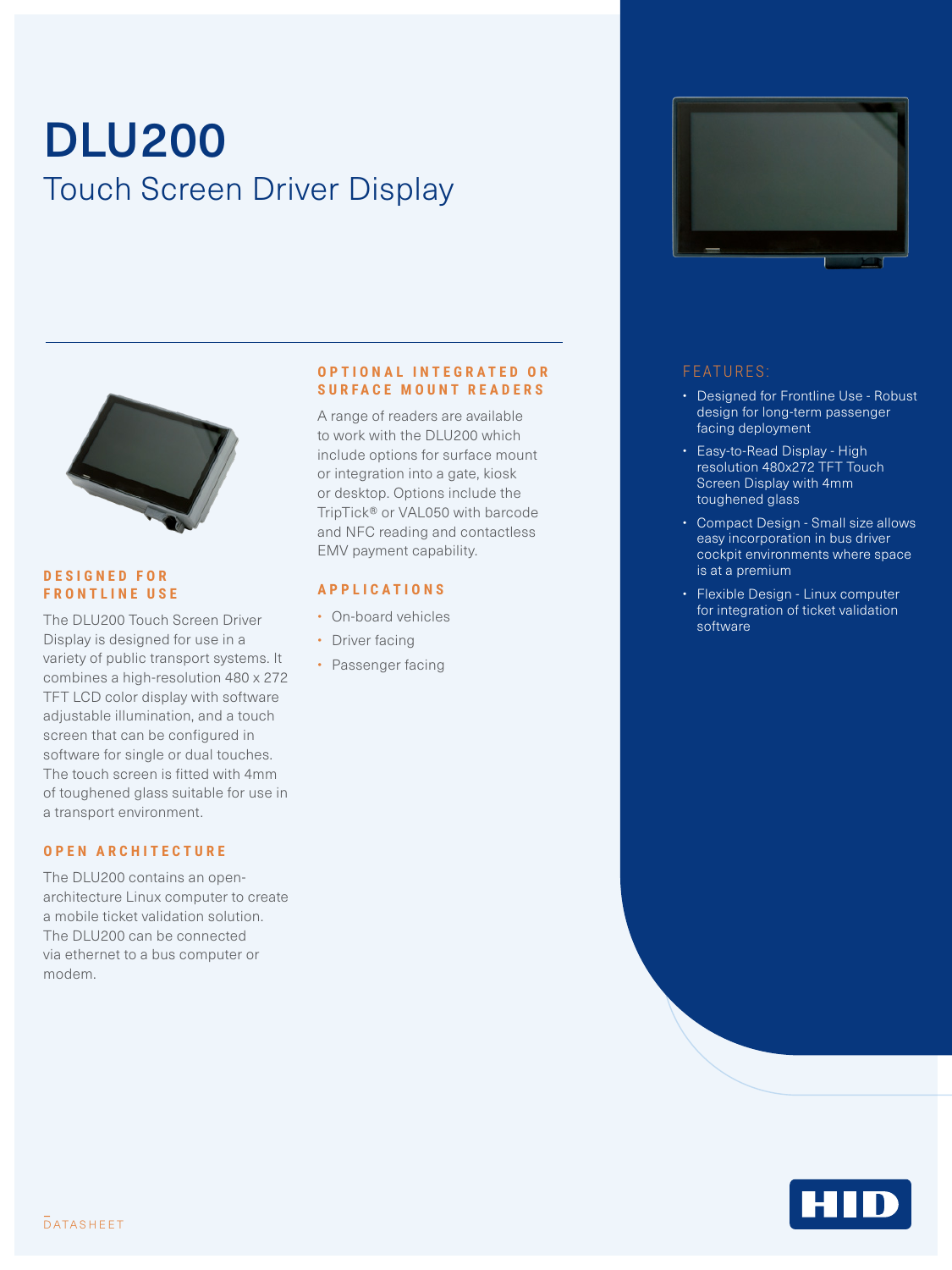# DLU200

## Touch Screen Driver Display

### DESIGNED FOR FRONTLINE USE

The DLU200 Touch Screen Driver Display is designed for use in a variety of public transport systems. It combines a high-resolution 480 x 272 TFT LCD color display with software adjustable illumination, and a touch screen that can be configured in software for single or dual touches. The touch screen is fitted with 4mm of toughened glass suitable for use in a transport environment.

### OPEN ARCHITECTURE

The DLU200 contains an open-architecture Linux computer to create a mobile ticket validation solution. The DLU200 can be connected via ethernet to a bus computer or modem.

### OPTIONAL INTEGRATED OR SURFACE MOUNT READERS

A range of readers are available to work with the DLU200 which include options for surface mount or integration into a gate, kiosk or desktop. Options include the TripTick® or VAL050 with barcode and NFC reading and contactless EMV payment capability.

### APPLICATIONS

- On-board vehicles
- Driver facing
- Passenger facing

### FEATURES:

- Designed for Frontline Use - Robust design for long-term passenger facing deployment
- Easy-to-Read Display - High resolution 480x272 TFT Touch Screen Display with 4mm toughened glass
- Compact Design - Small size allows easy incorporation in bus driver cockpit environments where space is at a premium
- Flexible Design - Linux computer for integration of ticket validation software

DATASHEET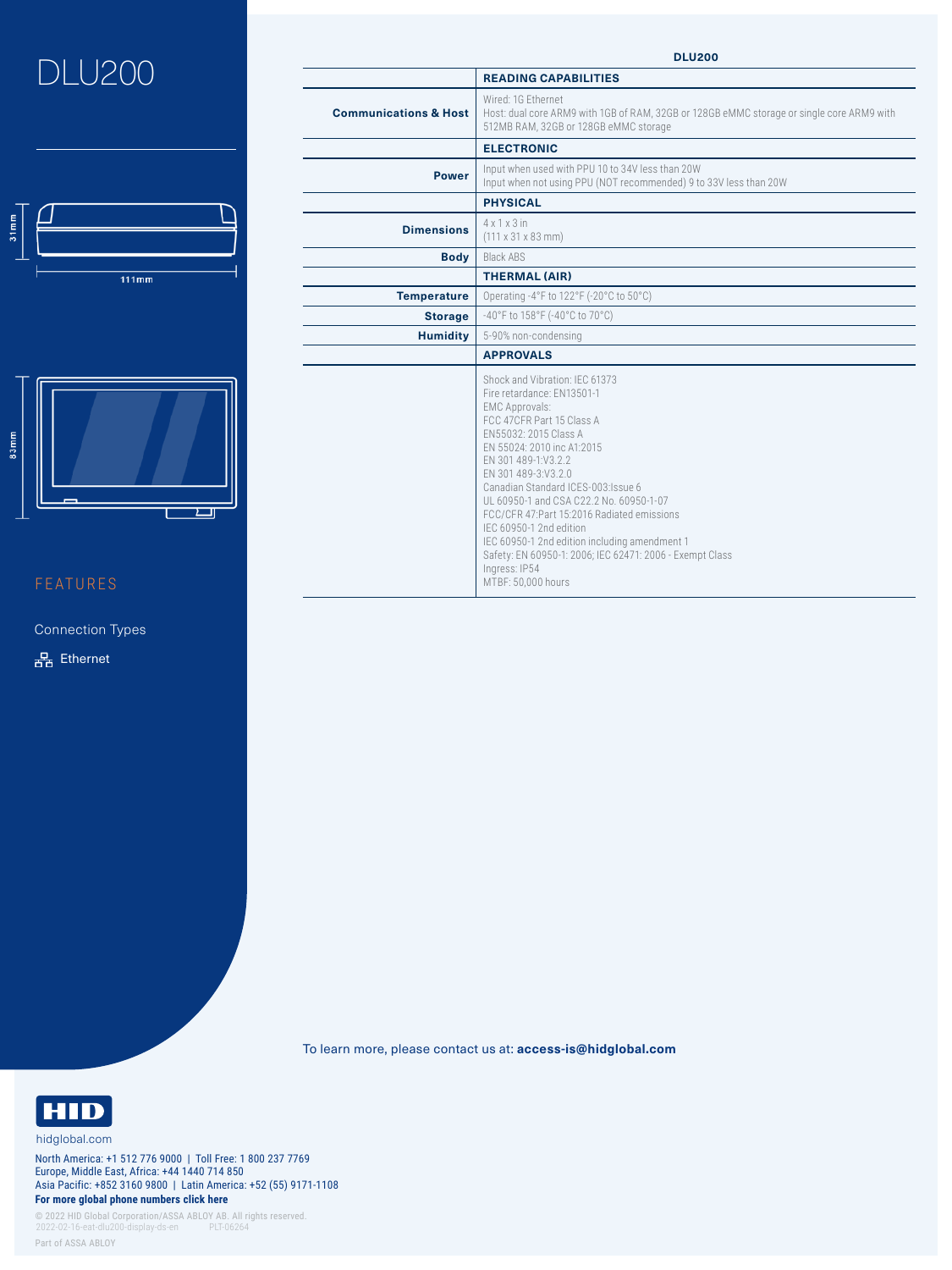# DLU200

31mm

111mm

83mm

## FEATURES

Connection Types

Ethernet

| | DLU200 |
|---|---|
| | **READING CAPABILITIES** |
| **Communications & Host** | Wired: 1G Ethernet<br>Host: dual core ARM9 with 1GB of RAM, 32GB or 128GB eMMC storage or single core ARM9 with 512MB RAM, 32GB or 128GB eMMC storage |
| | **ELECTRONIC** |
| **Power** | Input when used with PPU 10 to 34V less than 20W<br>Input when not using PPU (NOT recommended) 9 to 33V less than 20W |
| | **PHYSICAL** |
| **Dimensions** | 4 x 1 x 3 in<br>(111 x 31 x 83 mm) |
| **Body** | Black ABS |
| | **THERMAL (AIR)** |
| **Temperature** | Operating -4°F to 122°F (-20°C to 50°C) |
| **Storage** | -40°F to 158°F (-40°C to 70°C) |
| **Humidity** | 5-90% non-condensing |
| | **APPROVALS** |
| | Shock and Vibration: IEC 61373<br>Fire retardance: EN13501-1<br>EMC Approvals:<br>FCC 47CFR Part 15 Class A<br>EN55032: 2015 Class A<br>EN 55024: 2010 inc A1:2015<br>EN 301 489-1:V3.2.2<br>EN 301 489-3:V3.2.0<br>Canadian Standard ICES-003:Issue 6<br>UL 60950-1 and CSA C22.2 No. 60950-1-07<br>FCC/CFR 47:Part 15:2016 Radiated emissions<br>IEC 60950-1 2nd edition<br>IEC 60950-1 2nd edition including amendment 1<br>Safety: EN 60950-1: 2006; IEC 62471: 2006 - Exempt Class<br>Ingress: IP54<br>MTBF: 50,000 hours |

To learn more, please contact us at: **access-is@hidglobal.com**

HID

hidglobal.com

North America: +1 512 776 9000 | Toll Free: 1 800 237 7769
Europe, Middle East, Africa: +44 1440 714 850
Asia Pacific: +852 3160 9800 | Latin America: +52 (55) 9171-1108
**For more global phone numbers click here**

© 2022 HID Global Corporation/ASSA ABLOY AB. All rights reserved.
2022-02-16-eat-dlu200-display-ds-en PLT-06264

Part of ASSA ABLOY